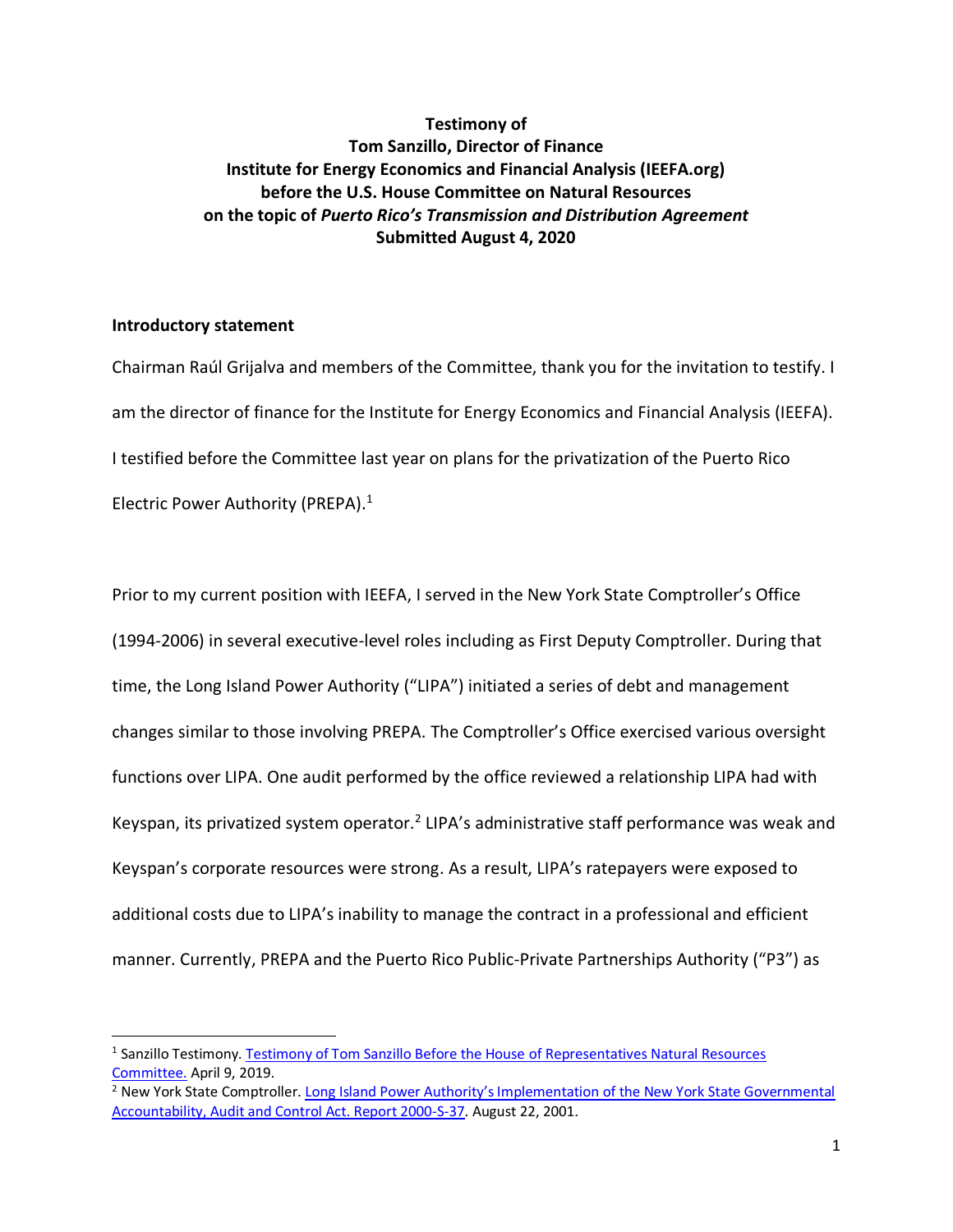**Testimony of**
**Tom Sanzillo, Director of Finance**
**Institute for Energy Economics and Financial Analysis (IEEFA.org)**
**before the U.S. House Committee on Natural Resources**
**on the topic of *Puerto Rico's Transmission and Distribution Agreement***
**Submitted August 4, 2020**

## Introductory statement

Chairman Raúl Grijalva and members of the Committee, thank you for the invitation to testify. I am the director of finance for the Institute for Energy Economics and Financial Analysis (IEEFA). I testified before the Committee last year on plans for the privatization of the Puerto Rico Electric Power Authority (PREPA).[1]

Prior to my current position with IEEFA, I served in the New York State Comptroller's Office (1994-2006) in several executive-level roles including as First Deputy Comptroller. During that time, the Long Island Power Authority ("LIPA") initiated a series of debt and management changes similar to those involving PREPA. The Comptroller's Office exercised various oversight functions over LIPA. One audit performed by the office reviewed a relationship LIPA had with Keyspan, its privatized system operator.[2] LIPA's administrative staff performance was weak and Keyspan's corporate resources were strong. As a result, LIPA's ratepayers were exposed to additional costs due to LIPA's inability to manage the contract in a professional and efficient manner. Currently, PREPA and the Puerto Rico Public-Private Partnerships Authority ("P3") as

---

[1] Sanzillo Testimony. Testimony of Tom Sanzillo Before the House of Representatives Natural Resources Committee. April 9, 2019.

[2] New York State Comptroller. Long Island Power Authority's Implementation of the New York State Governmental Accountability, Audit and Control Act. Report 2000-S-37. August 22, 2001.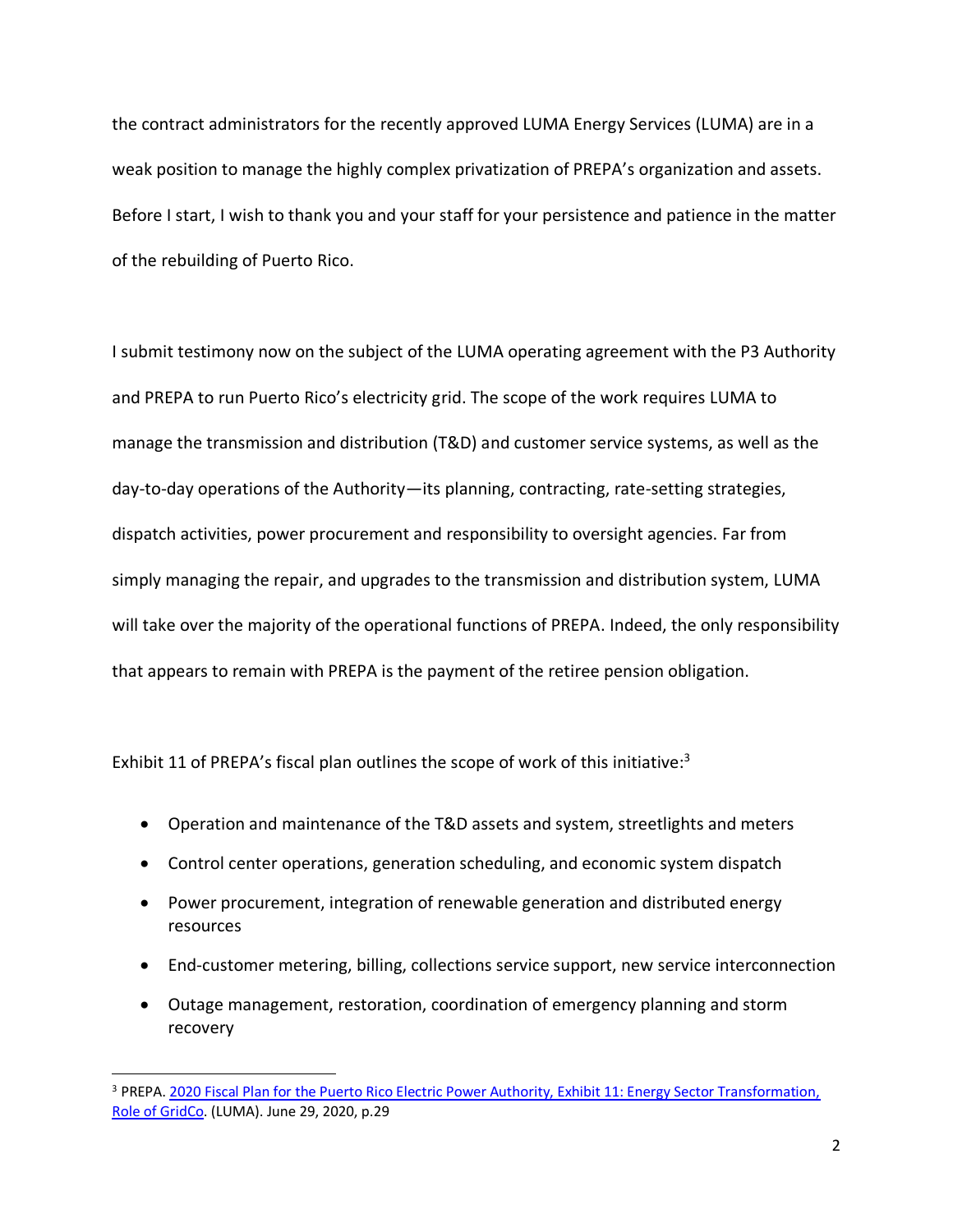the contract administrators for the recently approved LUMA Energy Services (LUMA) are in a weak position to manage the highly complex privatization of PREPA's organization and assets. Before I start, I wish to thank you and your staff for your persistence and patience in the matter of the rebuilding of Puerto Rico.

I submit testimony now on the subject of the LUMA operating agreement with the P3 Authority and PREPA to run Puerto Rico's electricity grid. The scope of the work requires LUMA to manage the transmission and distribution (T&D) and customer service systems, as well as the day-to-day operations of the Authority—its planning, contracting, rate-setting strategies, dispatch activities, power procurement and responsibility to oversight agencies. Far from simply managing the repair, and upgrades to the transmission and distribution system, LUMA will take over the majority of the operational functions of PREPA. Indeed, the only responsibility that appears to remain with PREPA is the payment of the retiree pension obligation.

Exhibit 11 of PREPA's fiscal plan outlines the scope of work of this initiative:[3]

- Operation and maintenance of the T&D assets and system, streetlights and meters
- Control center operations, generation scheduling, and economic system dispatch
- Power procurement, integration of renewable generation and distributed energy resources
- End-customer metering, billing, collections service support, new service interconnection
- Outage management, restoration, coordination of emergency planning and storm recovery

[3] PREPA. 2020 Fiscal Plan for the Puerto Rico Electric Power Authority, Exhibit 11: Energy Sector Transformation, Role of GridCo. (LUMA). June 29, 2020, p.29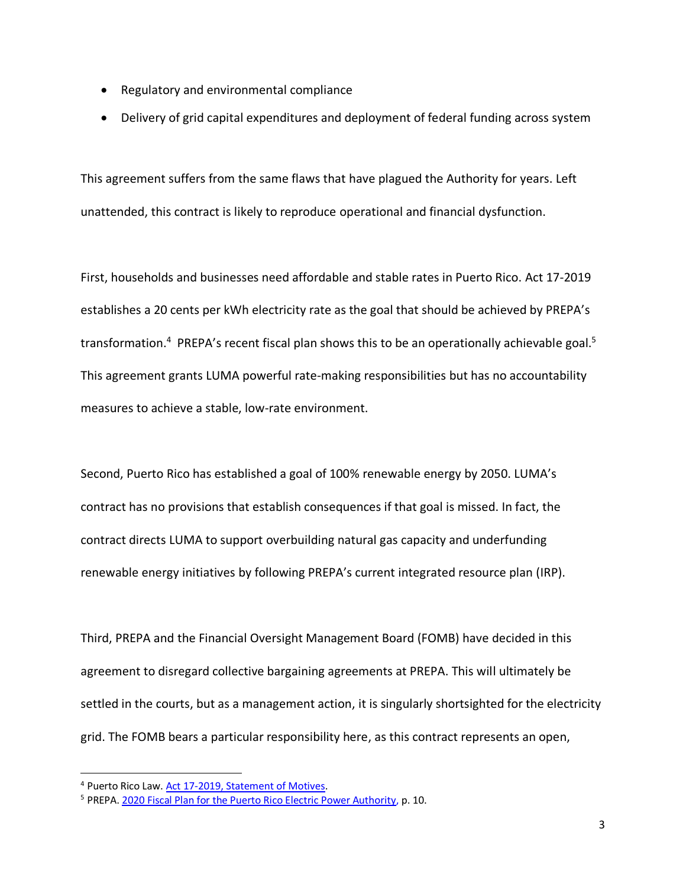- Regulatory and environmental compliance
- Delivery of grid capital expenditures and deployment of federal funding across system

This agreement suffers from the same flaws that have plagued the Authority for years. Left unattended, this contract is likely to reproduce operational and financial dysfunction.

First, households and businesses need affordable and stable rates in Puerto Rico. Act 17-2019 establishes a 20 cents per kWh electricity rate as the goal that should be achieved by PREPA's transformation.[4] PREPA's recent fiscal plan shows this to be an operationally achievable goal.[5] This agreement grants LUMA powerful rate-making responsibilities but has no accountability measures to achieve a stable, low-rate environment.

Second, Puerto Rico has established a goal of 100% renewable energy by 2050. LUMA's contract has no provisions that establish consequences if that goal is missed. In fact, the contract directs LUMA to support overbuilding natural gas capacity and underfunding renewable energy initiatives by following PREPA's current integrated resource plan (IRP).

Third, PREPA and the Financial Oversight Management Board (FOMB) have decided in this agreement to disregard collective bargaining agreements at PREPA. This will ultimately be settled in the courts, but as a management action, it is singularly shortsighted for the electricity grid. The FOMB bears a particular responsibility here, as this contract represents an open,

---

[4] Puerto Rico Law. Act 17-2019, Statement of Motives.

[5] PREPA. 2020 Fiscal Plan for the Puerto Rico Electric Power Authority, p. 10.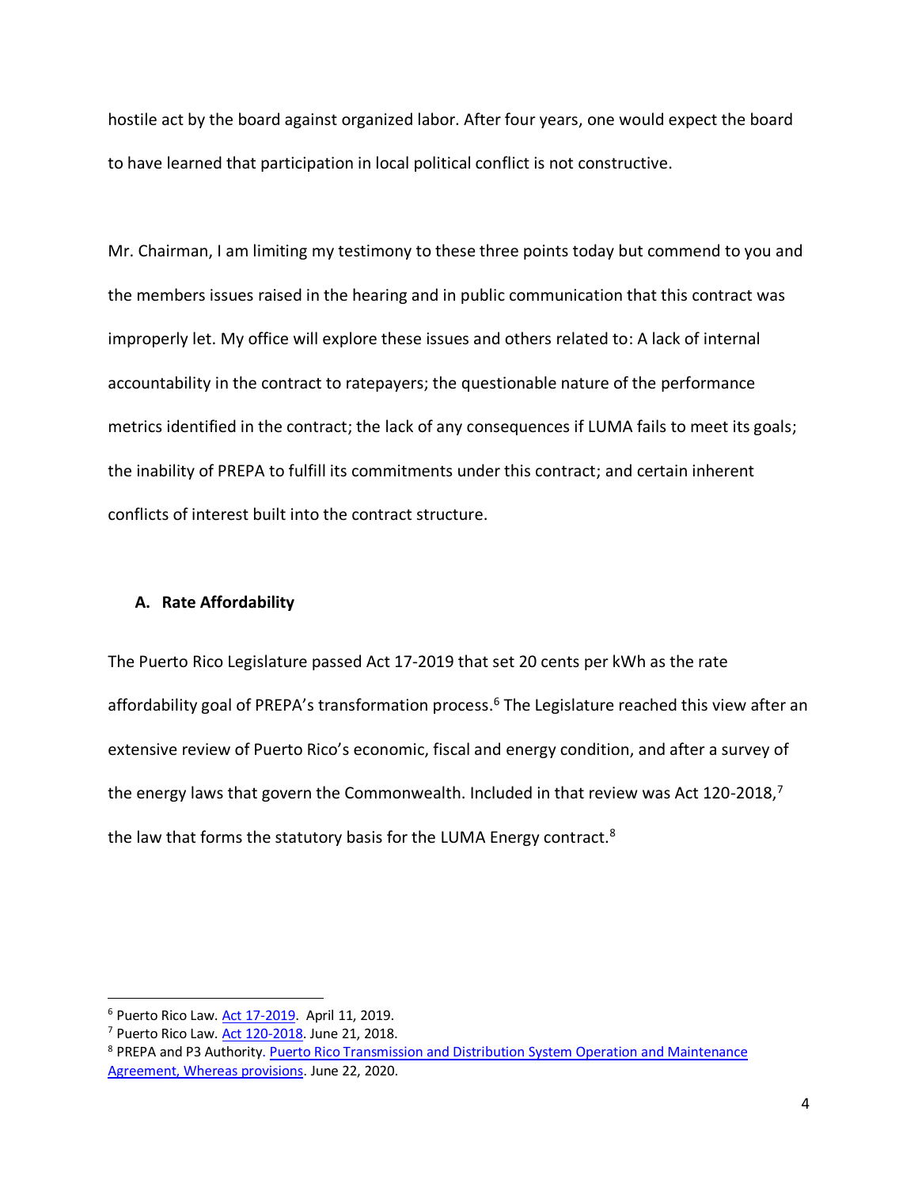hostile act by the board against organized labor. After four years, one would expect the board to have learned that participation in local political conflict is not constructive.

Mr. Chairman, I am limiting my testimony to these three points today but commend to you and the members issues raised in the hearing and in public communication that this contract was improperly let. My office will explore these issues and others related to: A lack of internal accountability in the contract to ratepayers; the questionable nature of the performance metrics identified in the contract; the lack of any consequences if LUMA fails to meet its goals; the inability of PREPA to fulfill its commitments under this contract; and certain inherent conflicts of interest built into the contract structure.

### A. Rate Affordability

The Puerto Rico Legislature passed Act 17-2019 that set 20 cents per kWh as the rate affordability goal of PREPA's transformation process.[6] The Legislature reached this view after an extensive review of Puerto Rico's economic, fiscal and energy condition, and after a survey of the energy laws that govern the Commonwealth. Included in that review was Act 120-2018,[7] the law that forms the statutory basis for the LUMA Energy contract.[8]

---

[6] Puerto Rico Law. [Act 17-2019](). April 11, 2019.

[7] Puerto Rico Law. [Act 120-2018](). June 21, 2018.

[8] PREPA and P3 Authority. [Puerto Rico Transmission and Distribution System Operation and Maintenance Agreement, Whereas provisions](). June 22, 2020.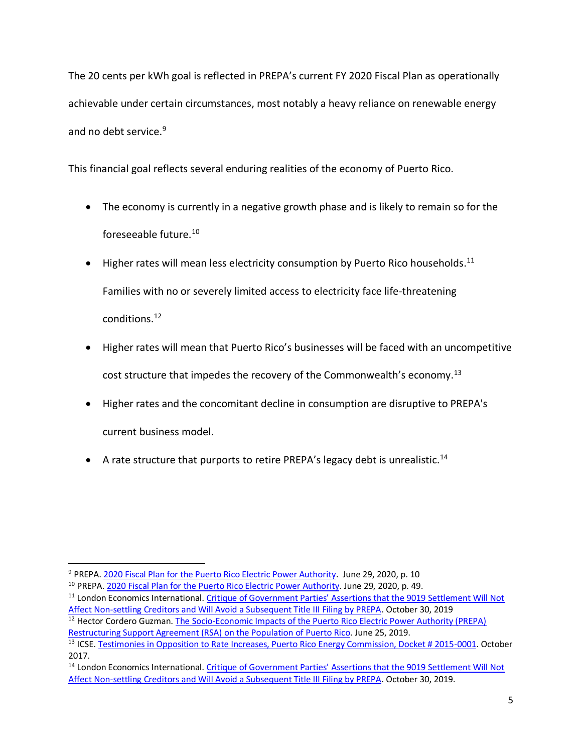The 20 cents per kWh goal is reflected in PREPA's current FY 2020 Fiscal Plan as operationally achievable under certain circumstances, most notably a heavy reliance on renewable energy and no debt service.[9]

This financial goal reflects several enduring realities of the economy of Puerto Rico.

- The economy is currently in a negative growth phase and is likely to remain so for the foreseeable future.[10]
- Higher rates will mean less electricity consumption by Puerto Rico households.[11] Families with no or severely limited access to electricity face life-threatening conditions.[12]
- Higher rates will mean that Puerto Rico's businesses will be faced with an uncompetitive cost structure that impedes the recovery of the Commonwealth's economy.[13]
- Higher rates and the concomitant decline in consumption are disruptive to PREPA's current business model.
- A rate structure that purports to retire PREPA's legacy debt is unrealistic.[14]

---

[9] PREPA. 2020 Fiscal Plan for the Puerto Rico Electric Power Authority. June 29, 2020, p. 10

[10] PREPA. 2020 Fiscal Plan for the Puerto Rico Electric Power Authority. June 29, 2020, p. 49.

[11] London Economics International. Critique of Government Parties' Assertions that the 9019 Settlement Will Not Affect Non-settling Creditors and Will Avoid a Subsequent Title III Filing by PREPA. October 30, 2019

[12] Hector Cordero Guzman. The Socio-Economic Impacts of the Puerto Rico Electric Power Authority (PREPA) Restructuring Support Agreement (RSA) on the Population of Puerto Rico. June 25, 2019.

[13] ICSE. Testimonies in Opposition to Rate Increases, Puerto Rico Energy Commission, Docket # 2015-0001. October 2017.

[14] London Economics International. Critique of Government Parties' Assertions that the 9019 Settlement Will Not Affect Non-settling Creditors and Will Avoid a Subsequent Title III Filing by PREPA. October 30, 2019.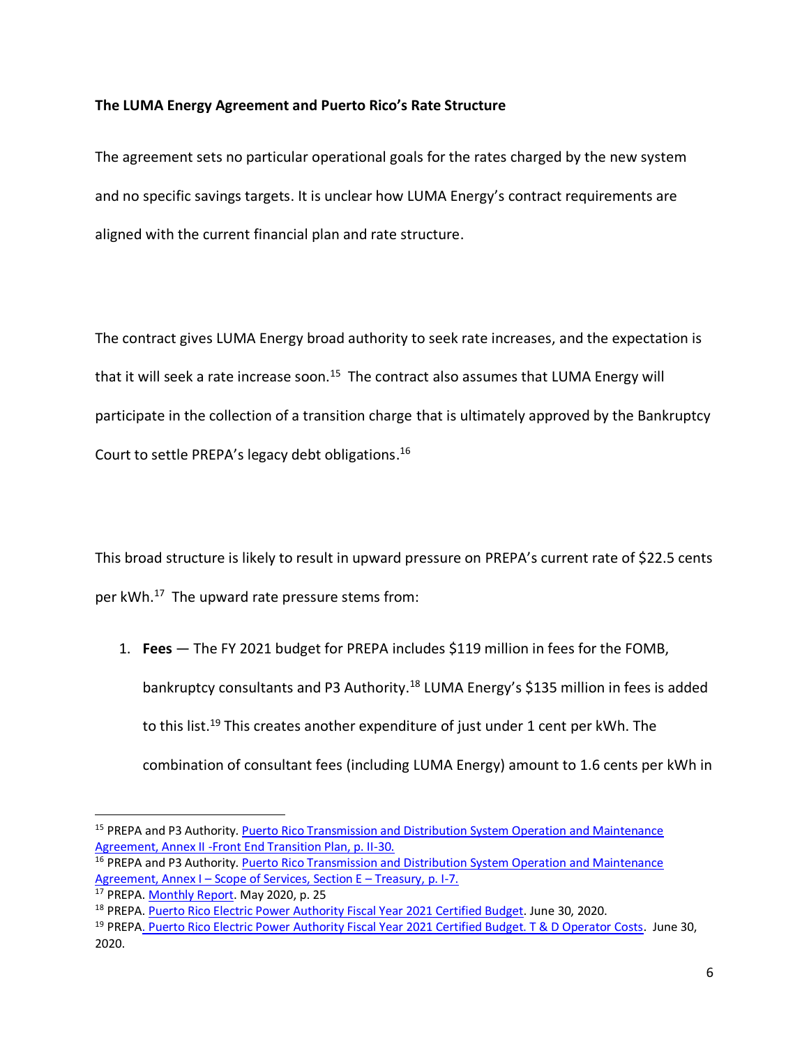**The LUMA Energy Agreement and Puerto Rico's Rate Structure**

The agreement sets no particular operational goals for the rates charged by the new system and no specific savings targets. It is unclear how LUMA Energy's contract requirements are aligned with the current financial plan and rate structure.

The contract gives LUMA Energy broad authority to seek rate increases, and the expectation is that it will seek a rate increase soon.[15] The contract also assumes that LUMA Energy will participate in the collection of a transition charge that is ultimately approved by the Bankruptcy Court to settle PREPA's legacy debt obligations.[16]

This broad structure is likely to result in upward pressure on PREPA's current rate of $22.5 cents per kWh.[17] The upward rate pressure stems from:

1. **Fees** — The FY 2021 budget for PREPA includes $119 million in fees for the FOMB, bankruptcy consultants and P3 Authority.[18] LUMA Energy's $135 million in fees is added to this list.[19] This creates another expenditure of just under 1 cent per kWh. The combination of consultant fees (including LUMA Energy) amount to 1.6 cents per kWh in

---

[15] PREPA and P3 Authority. [Puerto Rico Transmission and Distribution System Operation and Maintenance Agreement, Annex II -Front End Transition Plan, p. II-30.]()

[16] PREPA and P3 Authority. [Puerto Rico Transmission and Distribution System Operation and Maintenance Agreement, Annex I – Scope of Services, Section E – Treasury, p. I-7.]()

[17] PREPA. [Monthly Report](). May 2020, p. 25

[18] PREPA. [Puerto Rico Electric Power Authority Fiscal Year 2021 Certified Budget](). June 30, 2020.

[19] PREPA. [Puerto Rico Electric Power Authority Fiscal Year 2021 Certified Budget. T & D Operator Costs](). June 30, 2020.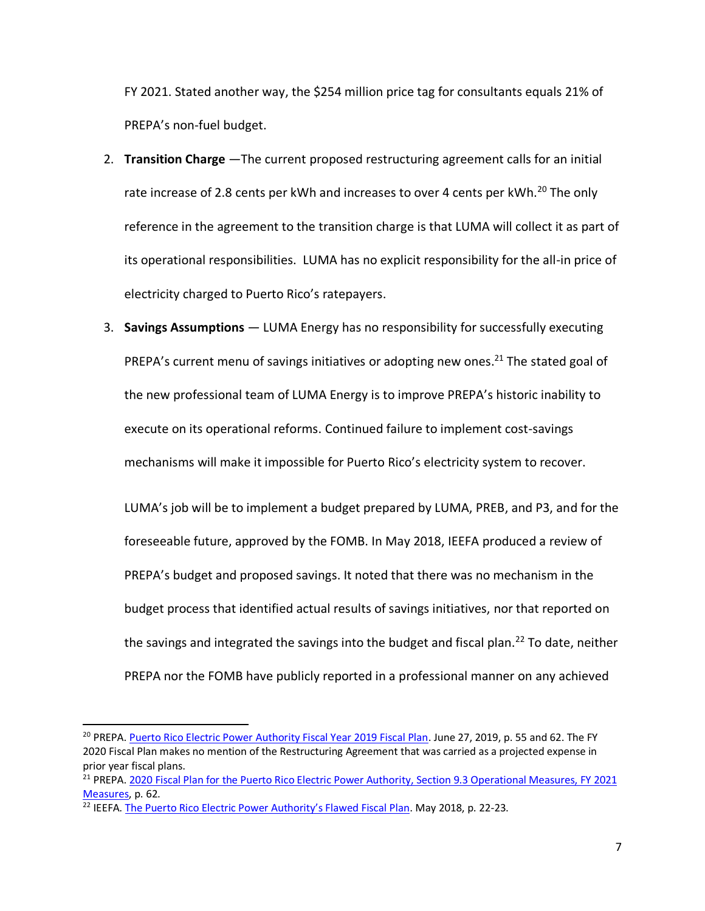FY 2021. Stated another way, the $254 million price tag for consultants equals 21% of PREPA's non-fuel budget.

2. **Transition Charge** —The current proposed restructuring agreement calls for an initial rate increase of 2.8 cents per kWh and increases to over 4 cents per kWh.[20] The only reference in the agreement to the transition charge is that LUMA will collect it as part of its operational responsibilities. LUMA has no explicit responsibility for the all-in price of electricity charged to Puerto Rico's ratepayers.

3. **Savings Assumptions** — LUMA Energy has no responsibility for successfully executing PREPA's current menu of savings initiatives or adopting new ones.[21] The stated goal of the new professional team of LUMA Energy is to improve PREPA's historic inability to execute on its operational reforms. Continued failure to implement cost-savings mechanisms will make it impossible for Puerto Rico's electricity system to recover.

   LUMA's job will be to implement a budget prepared by LUMA, PREB, and P3, and for the foreseeable future, approved by the FOMB. In May 2018, IEEFA produced a review of PREPA's budget and proposed savings. It noted that there was no mechanism in the budget process that identified actual results of savings initiatives, nor that reported on the savings and integrated the savings into the budget and fiscal plan.[22] To date, neither PREPA nor the FOMB have publicly reported in a professional manner on any achieved

---

[20] PREPA. Puerto Rico Electric Power Authority Fiscal Year 2019 Fiscal Plan. June 27, 2019, p. 55 and 62. The FY 2020 Fiscal Plan makes no mention of the Restructuring Agreement that was carried as a projected expense in prior year fiscal plans.

[21] PREPA. 2020 Fiscal Plan for the Puerto Rico Electric Power Authority, Section 9.3 Operational Measures, FY 2021 Measures, p. 62.

[22] IEEFA. The Puerto Rico Electric Power Authority's Flawed Fiscal Plan. May 2018, p. 22-23.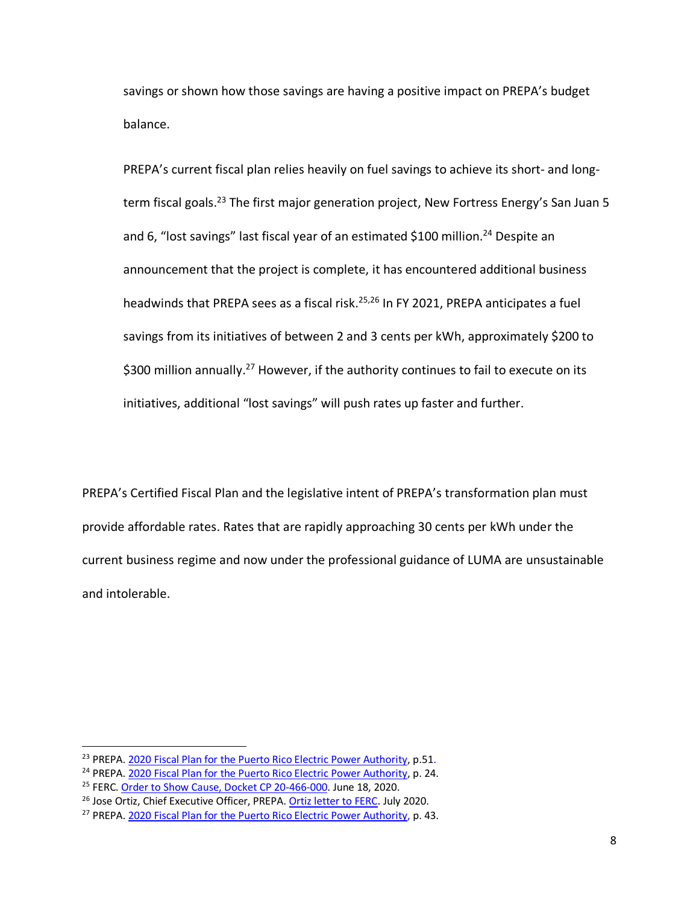savings or shown how those savings are having a positive impact on PREPA's budget balance.

PREPA's current fiscal plan relies heavily on fuel savings to achieve its short- and long-term fiscal goals.[23] The first major generation project, New Fortress Energy's San Juan 5 and 6, "lost savings" last fiscal year of an estimated $100 million.[24] Despite an announcement that the project is complete, it has encountered additional business headwinds that PREPA sees as a fiscal risk.[25,26] In FY 2021, PREPA anticipates a fuel savings from its initiatives of between 2 and 3 cents per kWh, approximately $200 to $300 million annually.[27] However, if the authority continues to fail to execute on its initiatives, additional "lost savings" will push rates up faster and further.

PREPA's Certified Fiscal Plan and the legislative intent of PREPA's transformation plan must provide affordable rates. Rates that are rapidly approaching 30 cents per kWh under the current business regime and now under the professional guidance of LUMA are unsustainable and intolerable.

---

[23] PREPA. 2020 Fiscal Plan for the Puerto Rico Electric Power Authority, p.51.

[24] PREPA. 2020 Fiscal Plan for the Puerto Rico Electric Power Authority, p. 24.

[25] FERC. Order to Show Cause, Docket CP 20-466-000. June 18, 2020.

[26] Jose Ortiz, Chief Executive Officer, PREPA. Ortiz letter to FERC. July 2020.

[27] PREPA. 2020 Fiscal Plan for the Puerto Rico Electric Power Authority, p. 43.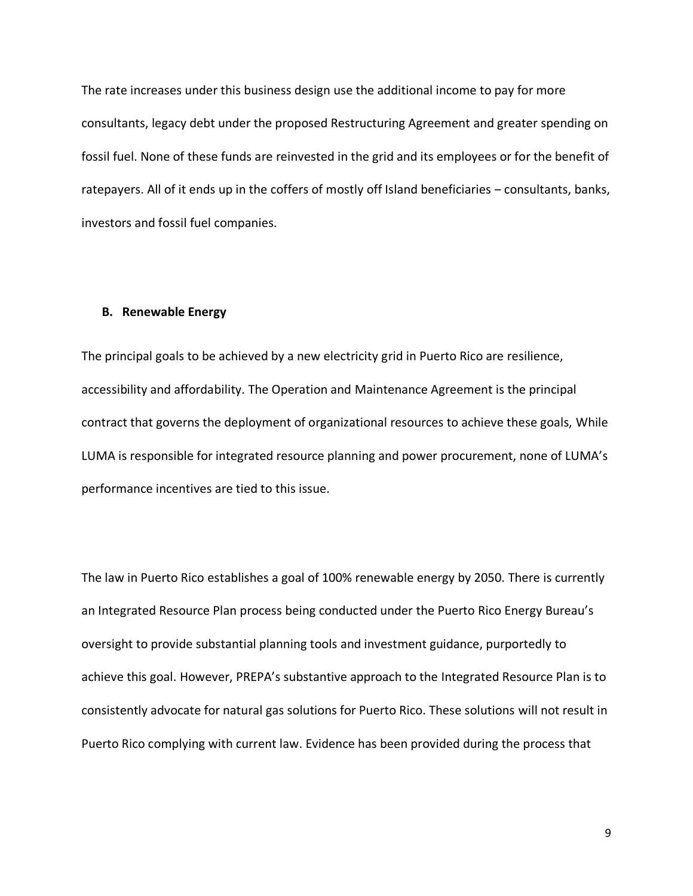The rate increases under this business design use the additional income to pay for more consultants, legacy debt under the proposed Restructuring Agreement and greater spending on fossil fuel. None of these funds are reinvested in the grid and its employees or for the benefit of ratepayers. All of it ends up in the coffers of mostly off Island beneficiaries – consultants, banks, investors and fossil fuel companies.

### B. Renewable Energy

The principal goals to be achieved by a new electricity grid in Puerto Rico are resilience, accessibility and affordability. The Operation and Maintenance Agreement is the principal contract that governs the deployment of organizational resources to achieve these goals, While LUMA is responsible for integrated resource planning and power procurement, none of LUMA's performance incentives are tied to this issue.

The law in Puerto Rico establishes a goal of 100% renewable energy by 2050. There is currently an Integrated Resource Plan process being conducted under the Puerto Rico Energy Bureau's oversight to provide substantial planning tools and investment guidance, purportedly to achieve this goal. However, PREPA's substantive approach to the Integrated Resource Plan is to consistently advocate for natural gas solutions for Puerto Rico. These solutions will not result in Puerto Rico complying with current law. Evidence has been provided during the process that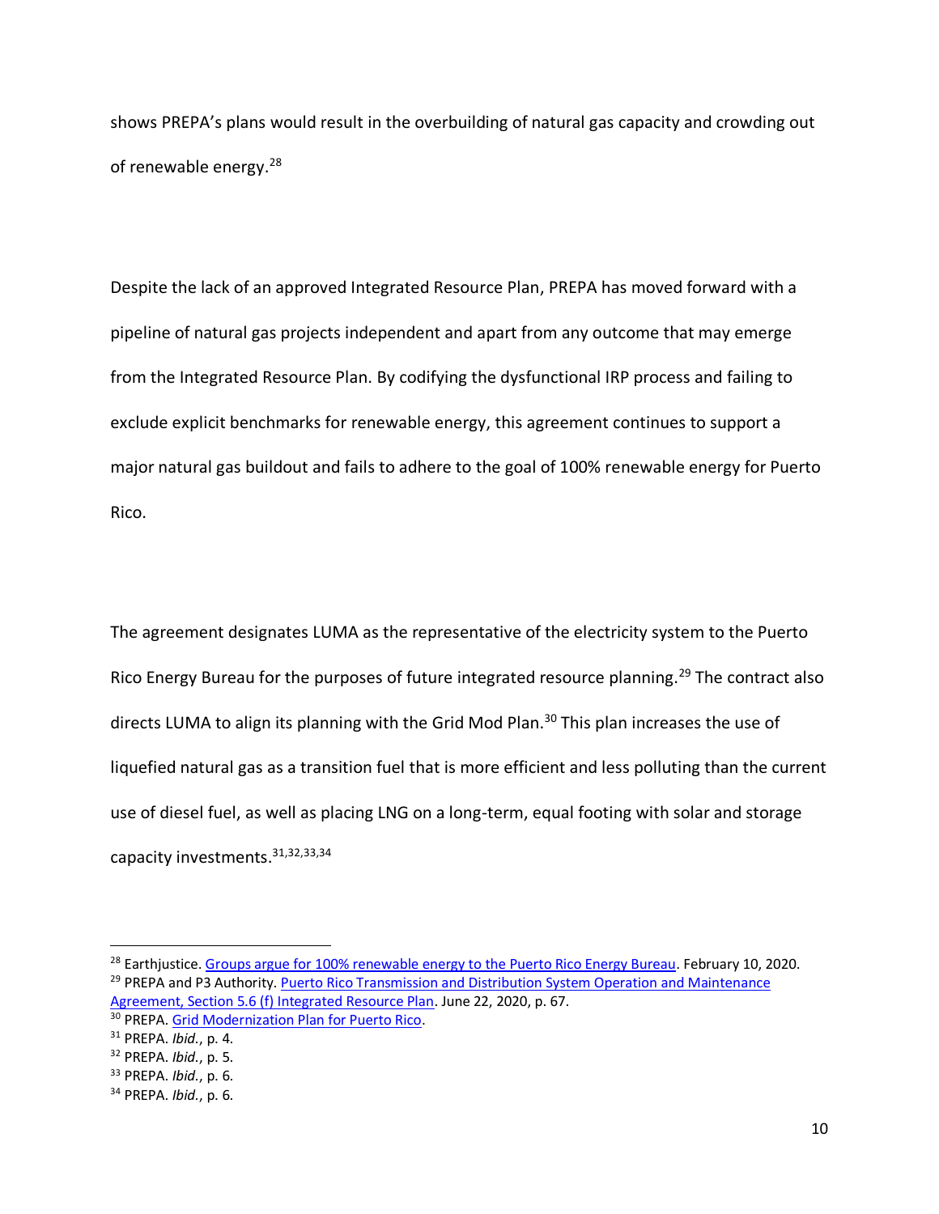shows PREPA's plans would result in the overbuilding of natural gas capacity and crowding out of renewable energy.[28]

Despite the lack of an approved Integrated Resource Plan, PREPA has moved forward with a pipeline of natural gas projects independent and apart from any outcome that may emerge from the Integrated Resource Plan. By codifying the dysfunctional IRP process and failing to exclude explicit benchmarks for renewable energy, this agreement continues to support a major natural gas buildout and fails to adhere to the goal of 100% renewable energy for Puerto Rico.

The agreement designates LUMA as the representative of the electricity system to the Puerto Rico Energy Bureau for the purposes of future integrated resource planning.[29] The contract also directs LUMA to align its planning with the Grid Mod Plan.[30] This plan increases the use of liquefied natural gas as a transition fuel that is more efficient and less polluting than the current use of diesel fuel, as well as placing LNG on a long-term, equal footing with solar and storage capacity investments.[31,32,33,34]

---

[28] Earthjustice. Groups argue for 100% renewable energy to the Puerto Rico Energy Bureau. February 10, 2020.

[29] PREPA and P3 Authority. Puerto Rico Transmission and Distribution System Operation and Maintenance Agreement, Section 5.6 (f) Integrated Resource Plan. June 22, 2020, p. 67.

[30] PREPA. Grid Modernization Plan for Puerto Rico.

[31] PREPA. *Ibid.*, p. 4.

[32] PREPA. *Ibid.*, p. 5.

[33] PREPA. *Ibid.*, p. 6.

[34] PREPA. *Ibid.*, p. 6.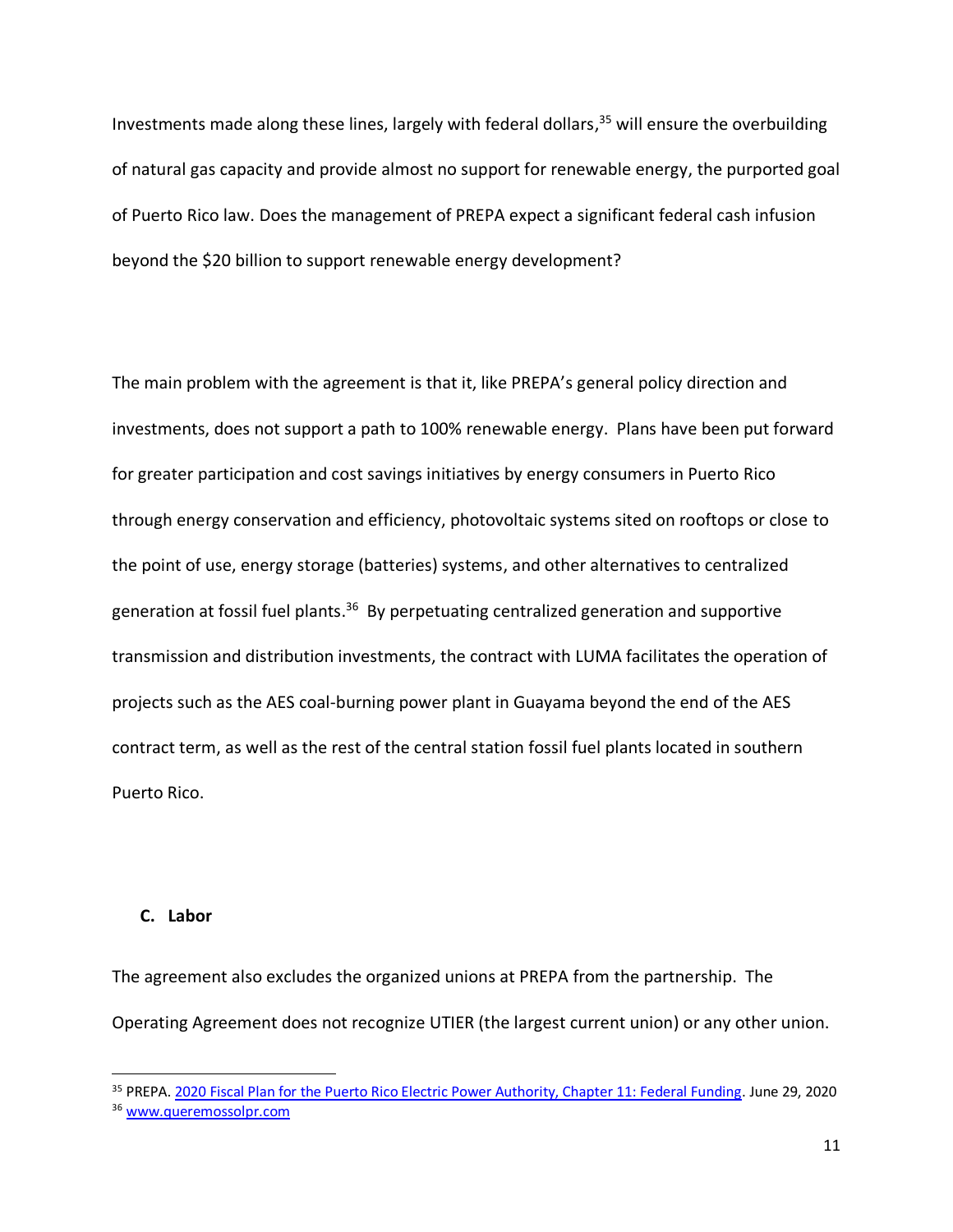Investments made along these lines, largely with federal dollars,[35] will ensure the overbuilding of natural gas capacity and provide almost no support for renewable energy, the purported goal of Puerto Rico law. Does the management of PREPA expect a significant federal cash infusion beyond the $20 billion to support renewable energy development?

The main problem with the agreement is that it, like PREPA's general policy direction and investments, does not support a path to 100% renewable energy. Plans have been put forward for greater participation and cost savings initiatives by energy consumers in Puerto Rico through energy conservation and efficiency, photovoltaic systems sited on rooftops or close to the point of use, energy storage (batteries) systems, and other alternatives to centralized generation at fossil fuel plants.[36] By perpetuating centralized generation and supportive transmission and distribution investments, the contract with LUMA facilitates the operation of projects such as the AES coal-burning power plant in Guayama beyond the end of the AES contract term, as well as the rest of the central station fossil fuel plants located in southern Puerto Rico.

### C. Labor

The agreement also excludes the organized unions at PREPA from the partnership. The Operating Agreement does not recognize UTIER (the largest current union) or any other union.

---

[35] PREPA. 2020 Fiscal Plan for the Puerto Rico Electric Power Authority, Chapter 11: Federal Funding. June 29, 2020

[36] www.queremossolpr.com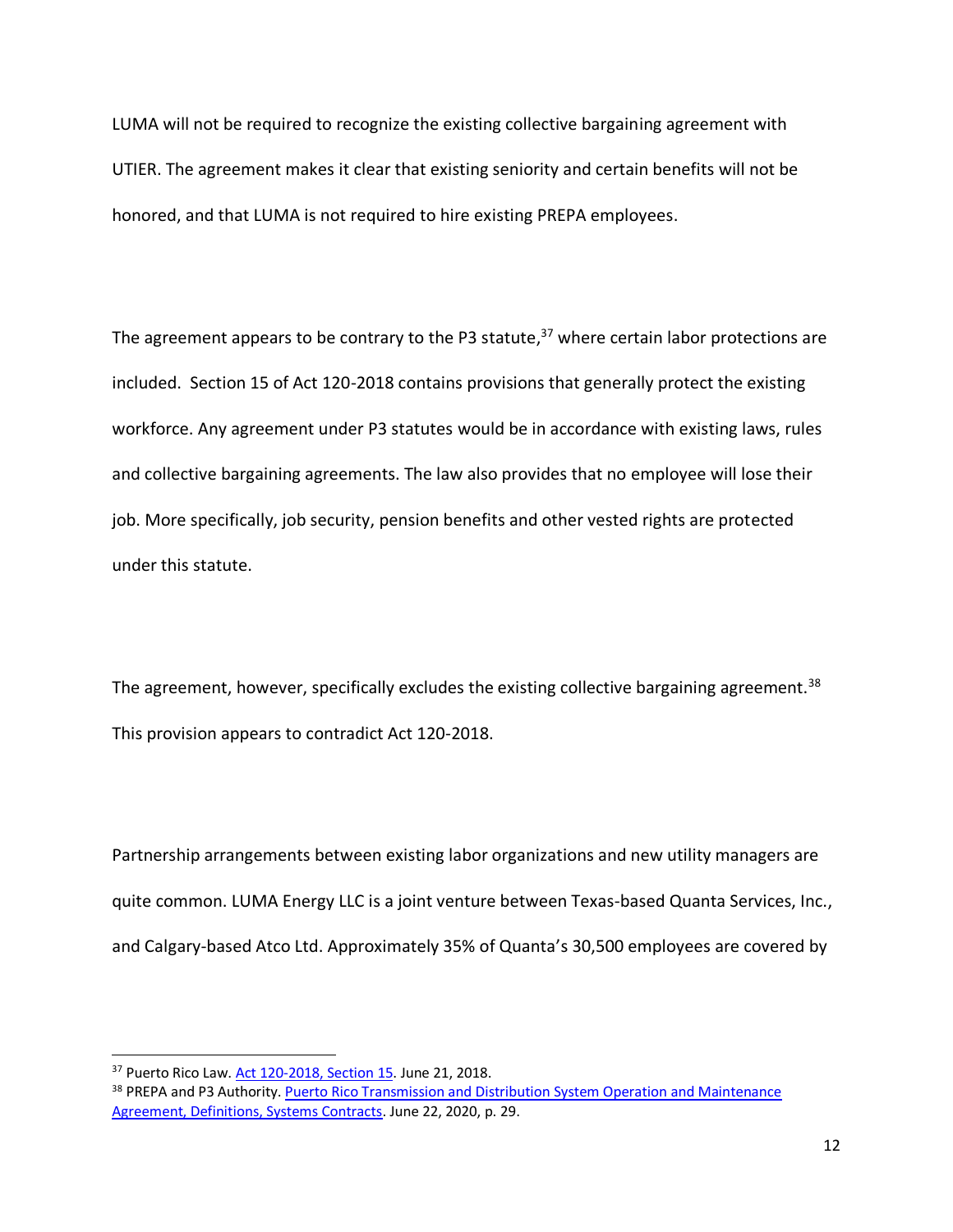LUMA will not be required to recognize the existing collective bargaining agreement with UTIER. The agreement makes it clear that existing seniority and certain benefits will not be honored, and that LUMA is not required to hire existing PREPA employees.

The agreement appears to be contrary to the P3 statute,[37] where certain labor protections are included. Section 15 of Act 120-2018 contains provisions that generally protect the existing workforce. Any agreement under P3 statutes would be in accordance with existing laws, rules and collective bargaining agreements. The law also provides that no employee will lose their job. More specifically, job security, pension benefits and other vested rights are protected under this statute.

The agreement, however, specifically excludes the existing collective bargaining agreement.[38] This provision appears to contradict Act 120-2018.

Partnership arrangements between existing labor organizations and new utility managers are quite common. LUMA Energy LLC is a joint venture between Texas-based Quanta Services, Inc., and Calgary-based Atco Ltd. Approximately 35% of Quanta's 30,500 employees are covered by

---

[37] Puerto Rico Law. Act 120-2018, Section 15. June 21, 2018.

[38] PREPA and P3 Authority. Puerto Rico Transmission and Distribution System Operation and Maintenance Agreement, Definitions, Systems Contracts. June 22, 2020, p. 29.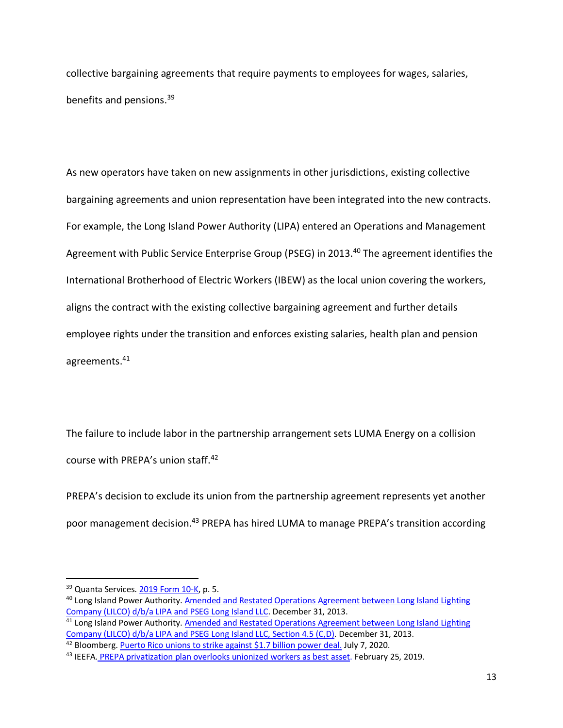collective bargaining agreements that require payments to employees for wages, salaries, benefits and pensions.[39]

As new operators have taken on new assignments in other jurisdictions, existing collective bargaining agreements and union representation have been integrated into the new contracts. For example, the Long Island Power Authority (LIPA) entered an Operations and Management Agreement with Public Service Enterprise Group (PSEG) in 2013.[40] The agreement identifies the International Brotherhood of Electric Workers (IBEW) as the local union covering the workers, aligns the contract with the existing collective bargaining agreement and further details employee rights under the transition and enforces existing salaries, health plan and pension agreements.[41]

The failure to include labor in the partnership arrangement sets LUMA Energy on a collision course with PREPA's union staff.[42]

PREPA's decision to exclude its union from the partnership agreement represents yet another poor management decision.[43] PREPA has hired LUMA to manage PREPA's transition according

---

[39] Quanta Services. 2019 Form 10-K, p. 5.

[40] Long Island Power Authority. Amended and Restated Operations Agreement between Long Island Lighting Company (LILCO) d/b/a LIPA and PSEG Long Island LLC. December 31, 2013.

[41] Long Island Power Authority. Amended and Restated Operations Agreement between Long Island Lighting Company (LILCO) d/b/a LIPA and PSEG Long Island LLC, Section 4.5 (C,D). December 31, 2013.

[42] Bloomberg. Puerto Rico unions to strike against $1.7 billion power deal. July 7, 2020.

[43] IEEFA. PREPA privatization plan overlooks unionized workers as best asset. February 25, 2019.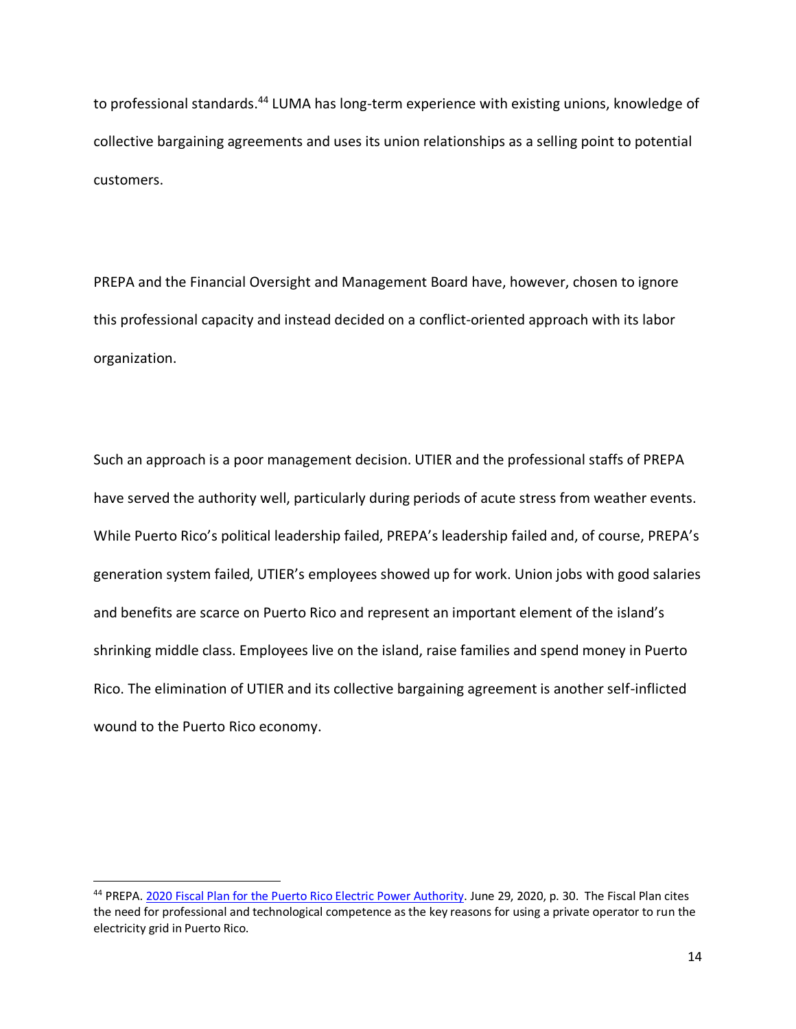to professional standards.[44] LUMA has long-term experience with existing unions, knowledge of collective bargaining agreements and uses its union relationships as a selling point to potential customers.

PREPA and the Financial Oversight and Management Board have, however, chosen to ignore this professional capacity and instead decided on a conflict-oriented approach with its labor organization.

Such an approach is a poor management decision. UTIER and the professional staffs of PREPA have served the authority well, particularly during periods of acute stress from weather events. While Puerto Rico's political leadership failed, PREPA's leadership failed and, of course, PREPA's generation system failed, UTIER's employees showed up for work. Union jobs with good salaries and benefits are scarce on Puerto Rico and represent an important element of the island's shrinking middle class. Employees live on the island, raise families and spend money in Puerto Rico. The elimination of UTIER and its collective bargaining agreement is another self-inflicted wound to the Puerto Rico economy.

---

[44] PREPA. [2020 Fiscal Plan for the Puerto Rico Electric Power Authority](). June 29, 2020, p. 30. The Fiscal Plan cites the need for professional and technological competence as the key reasons for using a private operator to run the electricity grid in Puerto Rico.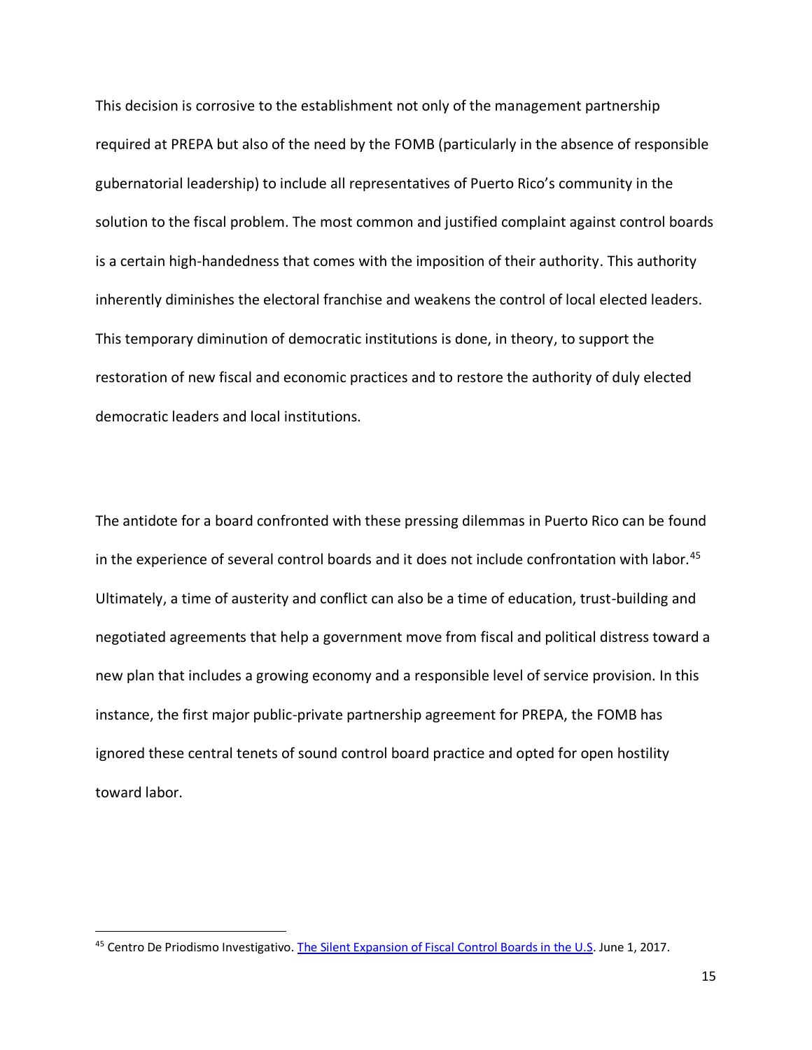This decision is corrosive to the establishment not only of the management partnership required at PREPA but also of the need by the FOMB (particularly in the absence of responsible gubernatorial leadership) to include all representatives of Puerto Rico's community in the solution to the fiscal problem. The most common and justified complaint against control boards is a certain high-handedness that comes with the imposition of their authority. This authority inherently diminishes the electoral franchise and weakens the control of local elected leaders. This temporary diminution of democratic institutions is done, in theory, to support the restoration of new fiscal and economic practices and to restore the authority of duly elected democratic leaders and local institutions.

The antidote for a board confronted with these pressing dilemmas in Puerto Rico can be found in the experience of several control boards and it does not include confrontation with labor.[45] Ultimately, a time of austerity and conflict can also be a time of education, trust-building and negotiated agreements that help a government move from fiscal and political distress toward a new plan that includes a growing economy and a responsible level of service provision. In this instance, the first major public-private partnership agreement for PREPA, the FOMB has ignored these central tenets of sound control board practice and opted for open hostility toward labor.

---

[45] Centro De Priodismo Investigativo. [The Silent Expansion of Fiscal Control Boards in the U.S](). June 1, 2017.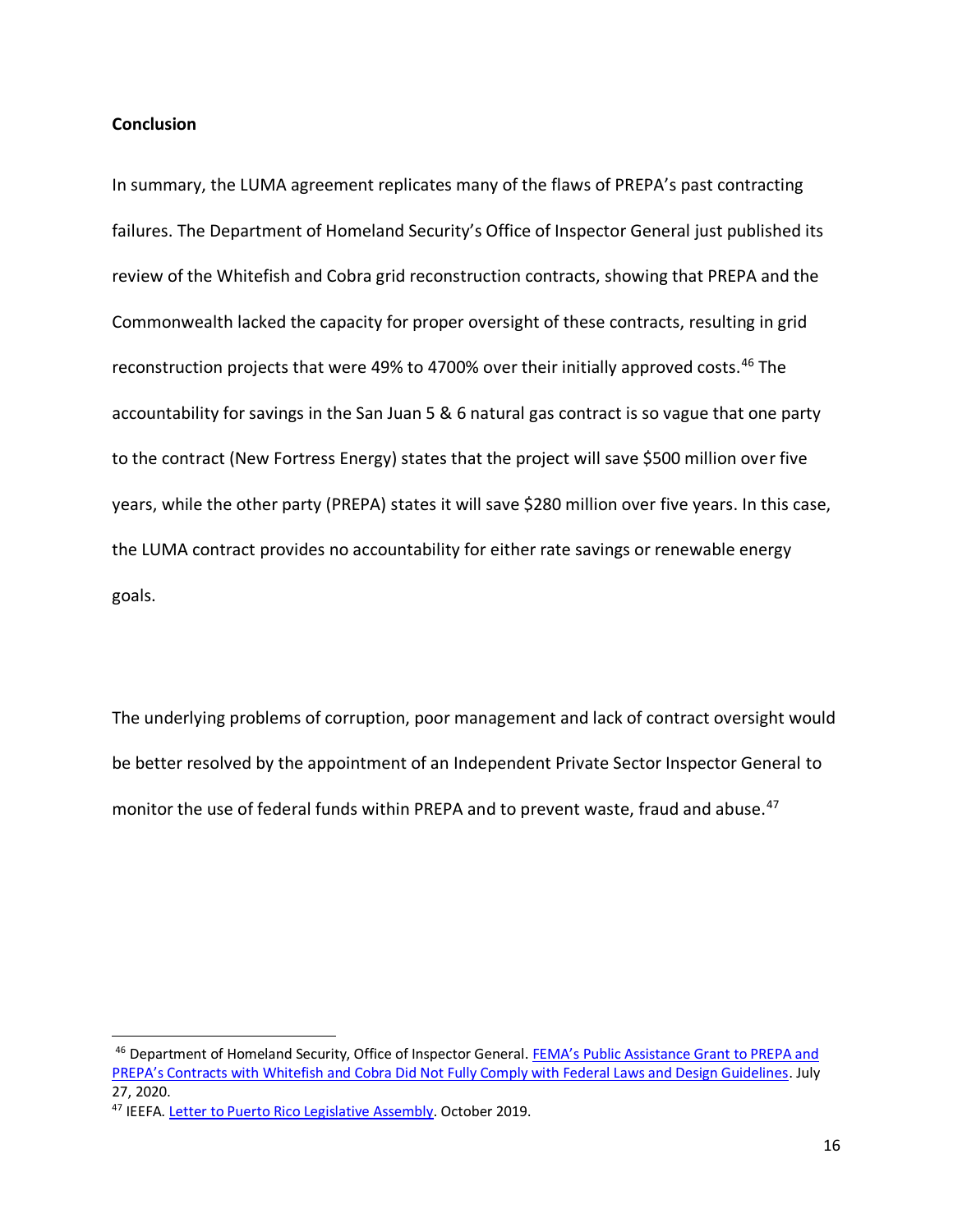**Conclusion**

In summary, the LUMA agreement replicates many of the flaws of PREPA's past contracting failures. The Department of Homeland Security's Office of Inspector General just published its review of the Whitefish and Cobra grid reconstruction contracts, showing that PREPA and the Commonwealth lacked the capacity for proper oversight of these contracts, resulting in grid reconstruction projects that were 49% to 4700% over their initially approved costs.[46] The accountability for savings in the San Juan 5 & 6 natural gas contract is so vague that one party to the contract (New Fortress Energy) states that the project will save $500 million over five years, while the other party (PREPA) states it will save $280 million over five years. In this case, the LUMA contract provides no accountability for either rate savings or renewable energy goals.

The underlying problems of corruption, poor management and lack of contract oversight would be better resolved by the appointment of an Independent Private Sector Inspector General to monitor the use of federal funds within PREPA and to prevent waste, fraud and abuse.[47]

---

[46] Department of Homeland Security, Office of Inspector General. FEMA's Public Assistance Grant to PREPA and PREPA's Contracts with Whitefish and Cobra Did Not Fully Comply with Federal Laws and Design Guidelines. July 27, 2020.

[47] IEEFA. Letter to Puerto Rico Legislative Assembly. October 2019.